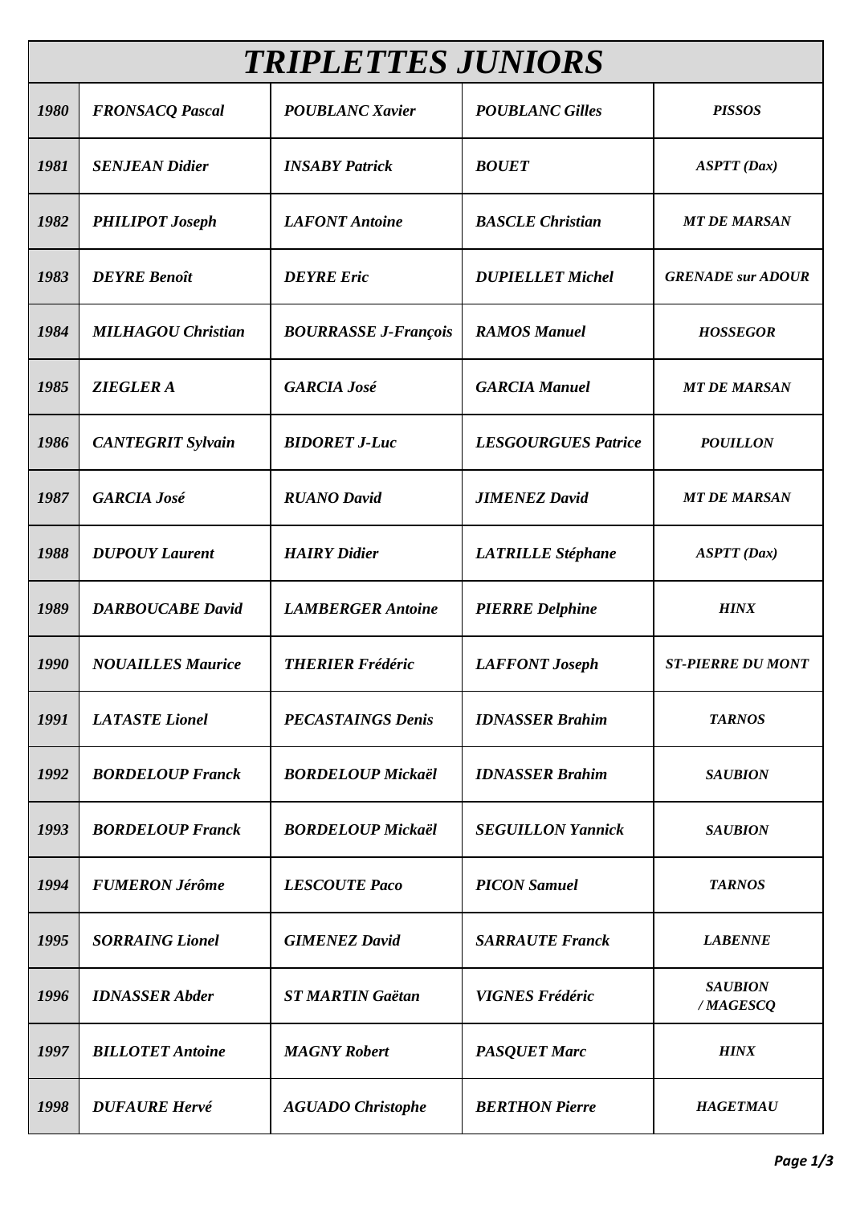# *TRIPLETTES JUNIORS*

| Année | Joueur 1 | Joueur 2 | Joueur 3 | Club |
|---|---|---|---|---|
| ***1980*** | ***FRONSACQ Pascal*** | ***POUBLANC Xavier*** | ***POUBLANC Gilles*** | ***PISSOS*** |
| ***1981*** | ***SENJEAN Didier*** | ***INSABY Patrick*** | ***BOUET*** | ***ASPTT (Dax)*** |
| ***1982*** | ***PHILIPOT Joseph*** | ***LAFONT Antoine*** | ***BASCLE Christian*** | ***MT DE MARSAN*** |
| ***1983*** | ***DEYRE Benoît*** | ***DEYRE Eric*** | ***DUPIELLET Michel*** | ***GRENADE sur ADOUR*** |
| ***1984*** | ***MILHAGOU Christian*** | ***BOURRASSE J-François*** | ***RAMOS Manuel*** | ***HOSSEGOR*** |
| ***1985*** | ***ZIEGLER A*** | ***GARCIA José*** | ***GARCIA Manuel*** | ***MT DE MARSAN*** |
| ***1986*** | ***CANTEGRIT Sylvain*** | ***BIDORET J-Luc*** | ***LESGOURGUES Patrice*** | ***POUILLON*** |
| ***1987*** | ***GARCIA José*** | ***RUANO David*** | ***JIMENEZ David*** | ***MT DE MARSAN*** |
| ***1988*** | ***DUPOUY Laurent*** | ***HAIRY Didier*** | ***LATRILLE Stéphane*** | ***ASPTT (Dax)*** |
| ***1989*** | ***DARBOUCABE David*** | ***LAMBERGER Antoine*** | ***PIERRE Delphine*** | ***HINX*** |
| ***1990*** | ***NOUAILLES Maurice*** | ***THERIER Frédéric*** | ***LAFFONT Joseph*** | ***ST-PIERRE DU MONT*** |
| ***1991*** | ***LATASTE Lionel*** | ***PECASTAINGS Denis*** | ***IDNASSER Brahim*** | ***TARNOS*** |
| ***1992*** | ***BORDELOUP Franck*** | ***BORDELOUP Mickaël*** | ***IDNASSER Brahim*** | ***SAUBION*** |
| ***1993*** | ***BORDELOUP Franck*** | ***BORDELOUP Mickaël*** | ***SEGUILLON Yannick*** | ***SAUBION*** |
| ***1994*** | ***FUMERON Jérôme*** | ***LESCOUTE Paco*** | ***PICON Samuel*** | ***TARNOS*** |
| ***1995*** | ***SORRAING Lionel*** | ***GIMENEZ David*** | ***SARRAUTE Franck*** | ***LABENNE*** |
| ***1996*** | ***IDNASSER Abder*** | ***ST MARTIN Gaëtan*** | ***VIGNES Frédéric*** | ***SAUBION / MAGESCQ*** |
| ***1997*** | ***BILLOTET Antoine*** | ***MAGNY Robert*** | ***PASQUET Marc*** | ***HINX*** |
| ***1998*** | ***DUFAURE Hervé*** | ***AGUADO Christophe*** | ***BERTHON Pierre*** | ***HAGETMAU*** |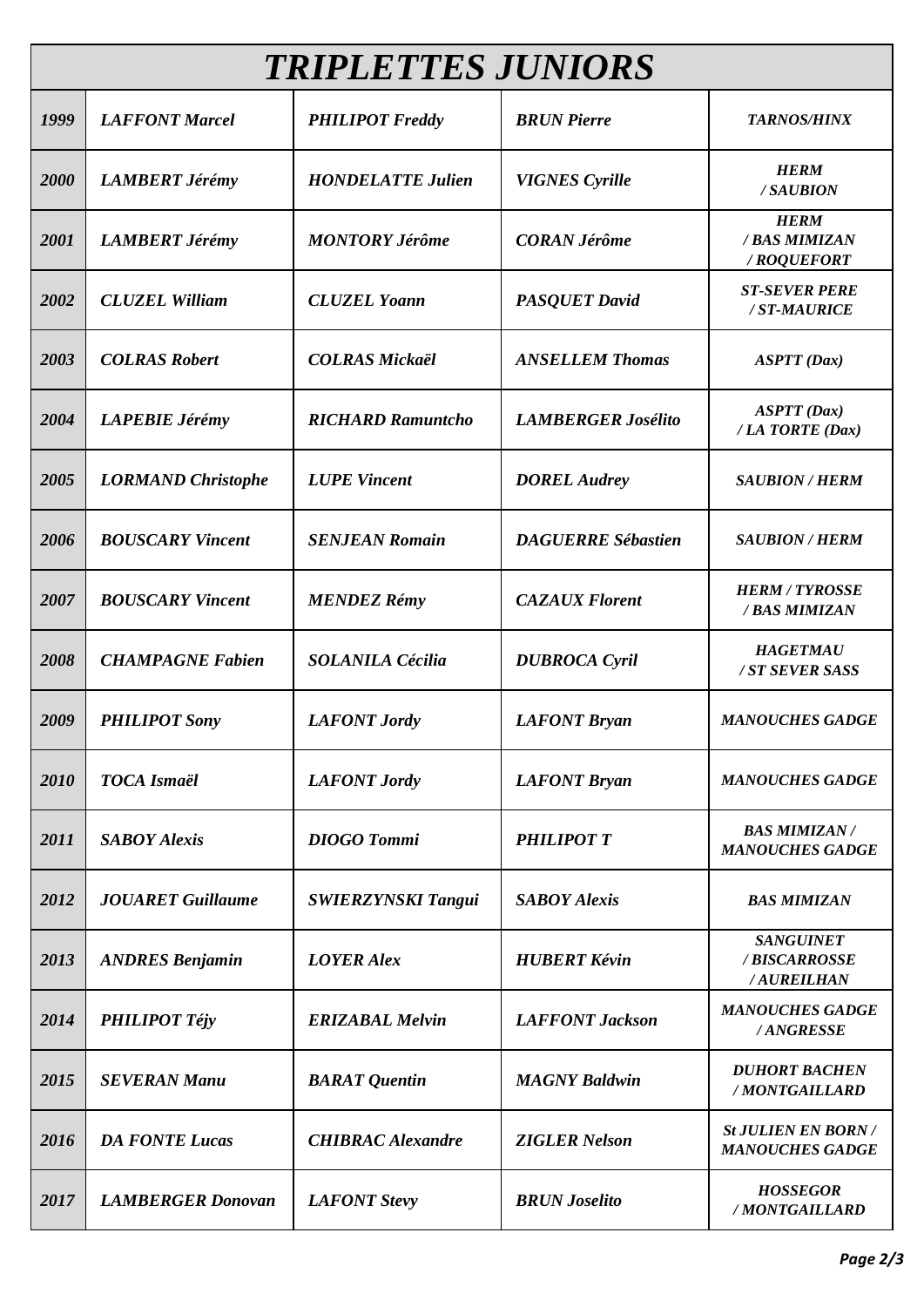# *TRIPLETTES JUNIORS*

| | | | | |
|---|---|---|---|---|
| *1999* | *LAFFONT Marcel* | *PHILIPOT Freddy* | *BRUN Pierre* | *TARNOS/HINX* |
| *2000* | *LAMBERT Jérémy* | *HONDELATTE Julien* | *VIGNES Cyrille* | *HERM / SAUBION* |
| *2001* | *LAMBERT Jérémy* | *MONTORY Jérôme* | *CORAN Jérôme* | *HERM / BAS MIMIZAN / ROQUEFORT* |
| *2002* | *CLUZEL William* | *CLUZEL Yoann* | *PASQUET David* | *ST-SEVER PERE / ST-MAURICE* |
| *2003* | *COLRAS Robert* | *COLRAS Mickaël* | *ANSELLEM Thomas* | *ASPTT (Dax)* |
| *2004* | *LAPEBIE Jérémy* | *RICHARD Ramuntcho* | *LAMBERGER Josélito* | *ASPTT (Dax) / LA TORTE (Dax)* |
| *2005* | *LORMAND Christophe* | *LUPE Vincent* | *DOREL Audrey* | *SAUBION / HERM* |
| *2006* | *BOUSCARY Vincent* | *SENJEAN Romain* | *DAGUERRE Sébastien* | *SAUBION / HERM* |
| *2007* | *BOUSCARY Vincent* | *MENDEZ Rémy* | *CAZAUX Florent* | *HERM / TYROSSE / BAS MIMIZAN* |
| *2008* | *CHAMPAGNE Fabien* | *SOLANILA Cécilia* | *DUBROCA Cyril* | *HAGETMAU / ST SEVER SASS* |
| *2009* | *PHILIPOT Sony* | *LAFONT Jordy* | *LAFONT Bryan* | *MANOUCHES GADGE* |
| *2010* | *TOCA Ismaël* | *LAFONT Jordy* | *LAFONT Bryan* | *MANOUCHES GADGE* |
| *2011* | *SABOY Alexis* | *DIOGO Tommi* | *PHILIPOT T* | *BAS MIMIZAN / MANOUCHES GADGE* |
| *2012* | *JOUARET Guillaume* | *SWIERZYNSKI Tangui* | *SABOY Alexis* | *BAS MIMIZAN* |
| *2013* | *ANDRES Benjamin* | *LOYER Alex* | *HUBERT Kévin* | *SANGUINET / BISCARROSSE / AUREILHAN* |
| *2014* | *PHILIPOT Téjy* | *ERIZABAL Melvin* | *LAFFONT Jackson* | *MANOUCHES GADGE / ANGRESSE* |
| *2015* | *SEVERAN Manu* | *BARAT Quentin* | *MAGNY Baldwin* | *DUHORT BACHEN / MONTGAILLARD* |
| *2016* | *DA FONTE Lucas* | *CHIBRAC Alexandre* | *ZIGLER Nelson* | *St JULIEN EN BORN / MANOUCHES GADGE* |
| *2017* | *LAMBERGER Donovan* | *LAFONT Stevy* | *BRUN Joselito* | *HOSSEGOR / MONTGAILLARD* |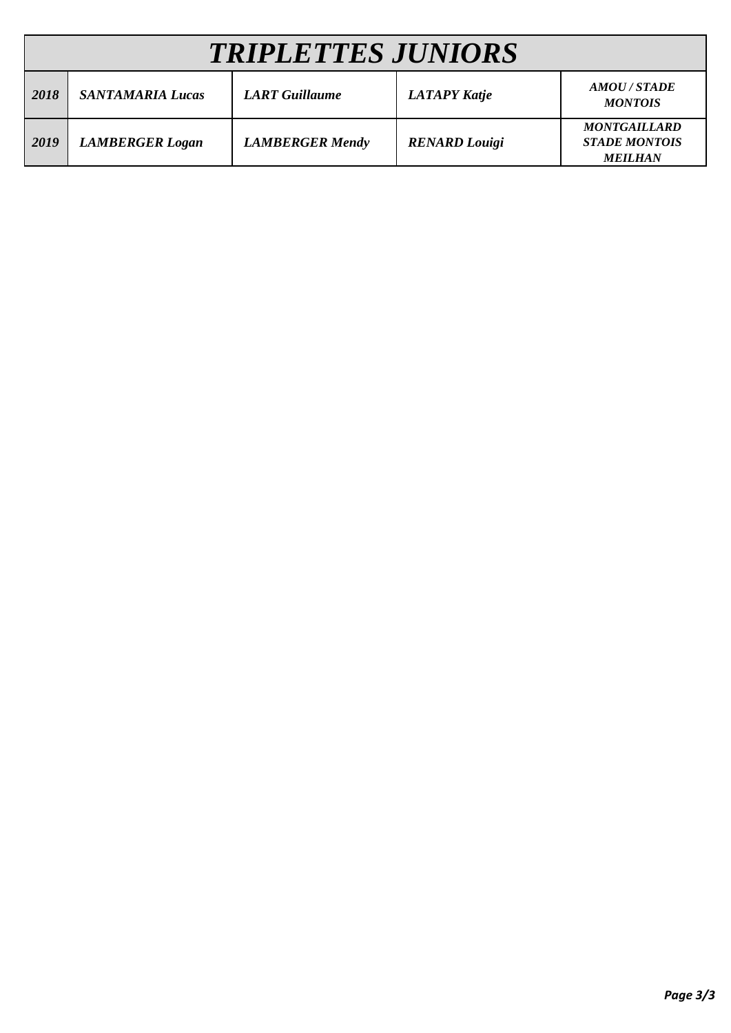# TRIPLETTES JUNIORS

| | | | | |
|---|---|---|---|---|
| ***2018*** | ***SANTAMARIA Lucas*** | ***LART Guillaume*** | ***LATAPY Katje*** | ***AMOU / STADE MONTOIS*** |
| ***2019*** | ***LAMBERGER Logan*** | ***LAMBERGER Mendy*** | ***RENARD Louigi*** | ***MONTGAILLARD STADE MONTOIS MEILHAN*** |